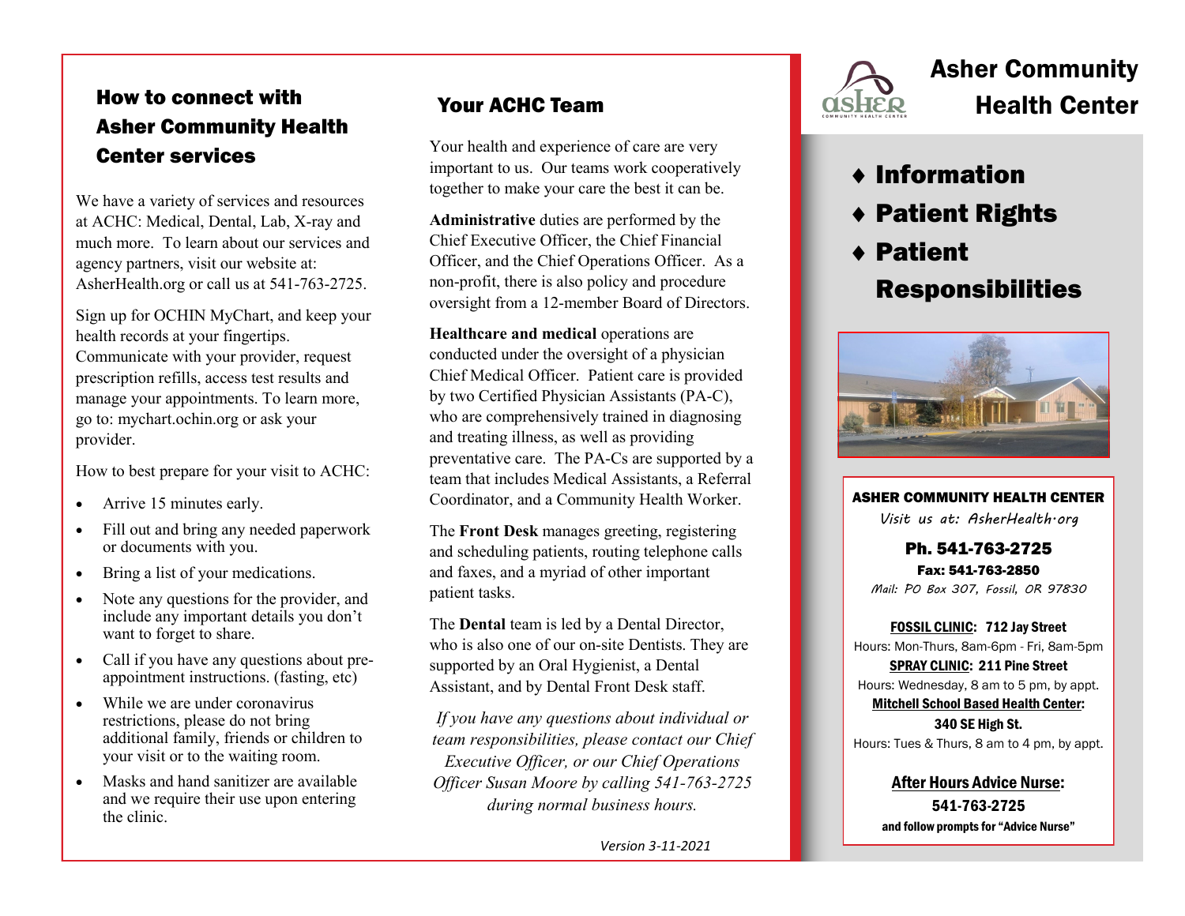## How to connect with Asher Community Health Center services

We have a variety of services and resources at ACHC: Medical, Dental, Lab, X-ray and much more. To learn about our services and agency partners, visit our website at: AsherHealth.org or call us at 541-763-2725.

Sign up for OCHIN MyChart, and keep your health records at your fingertips. Communicate with your provider, request prescription refills, access test results and manage your appointments. To learn more, go to: mychart.ochin.org or ask your provider.

How to best prepare for your visit to ACHC:

- Arrive 15 minutes early.
- Fill out and bring any needed paperwork or documents with you.
- Bring a list of your medications.
- Note any questions for the provider, and include any important details you don't want to forget to share.
- Call if you have any questions about pre-appointment instructions. (fasting, etc)
- While we are under coronavirus restrictions, please do not bring additional family, friends or children to your visit or to the waiting room.
- Masks and hand sanitizer are available and we require their use upon entering the clinic.

## Your ACHC Team

Your health and experience of care are very important to us. Our teams work cooperatively together to make your care the best it can be.

**Administrative** duties are performed by the Chief Executive Officer, the Chief Financial Officer, and the Chief Operations Officer. As a non-profit, there is also policy and procedure oversight from a 12-member Board of Directors.

**Healthcare and medical** operations are conducted under the oversight of a physician Chief Medical Officer. Patient care is provided by two Certified Physician Assistants (PA-C), who are comprehensively trained in diagnosing and treating illness, as well as providing preventative care. The PA-Cs are supported by a team that includes Medical Assistants, a Referral Coordinator, and a Community Health Worker.

The **Front Desk** manages greeting, registering and scheduling patients, routing telephone calls and faxes, and a myriad of other important patient tasks.

The **Dental** team is led by a Dental Director, who is also one of our on-site Dentists. They are supported by an Oral Hygienist, a Dental Assistant, and by Dental Front Desk staff.

*If you have any questions about individual or team responsibilities, please contact our Chief Executive Officer, or our Chief Operations Officer Susan Moore by calling 541-763-2725 during normal business hours.*

*Version 3-11-2021*

# Asher Community Health Center

- **Information**
- **Patient Rights**
- **Patient Responsibilities**

**ASHER COMMUNITY HEALTH CENTER**

*Visit us at: AsherHealth.org*

**Ph. 541-763-2725**

**Fax: 541-763-2850**

*Mail: PO Box 307, Fossil, OR 97830*

**FOSSIL CLINIC: 712 Jay Street**
Hours: Mon-Thurs, 8am-6pm - Fri, 8am-5pm

**SPRAY CLINIC: 211 Pine Street**
Hours: Wednesday, 8 am to 5 pm, by appt.

**Mitchell School Based Health Center: 340 SE High St.**
Hours: Tues & Thurs, 8 am to 4 pm, by appt.

**After Hours Advice Nurse: 541-763-2725**
**and follow prompts for "Advice Nurse"**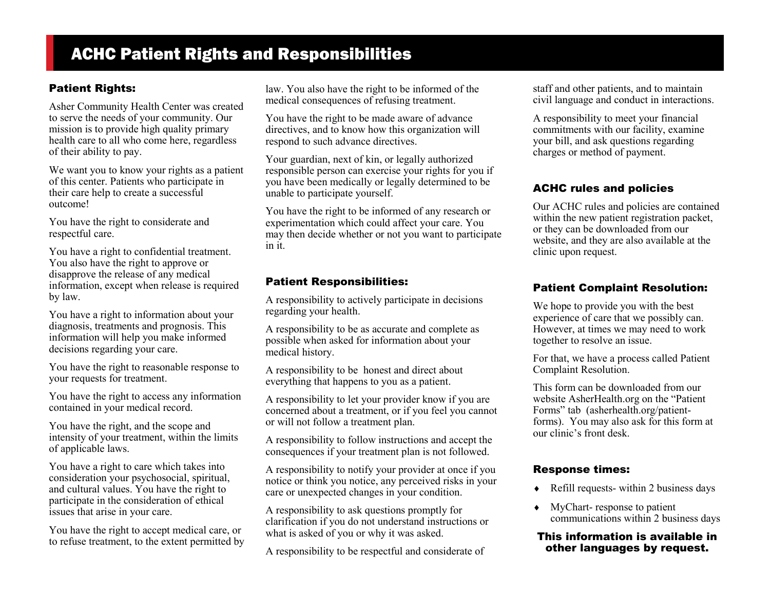# ACHC Patient Rights and Responsibilities

## Patient Rights:

Asher Community Health Center was created to serve the needs of your community. Our mission is to provide high quality primary health care to all who come here, regardless of their ability to pay.

We want you to know your rights as a patient of this center. Patients who participate in their care help to create a successful outcome!

You have the right to considerate and respectful care.

You have a right to confidential treatment. You also have the right to approve or disapprove the release of any medical information, except when release is required by law.

You have a right to information about your diagnosis, treatments and prognosis. This information will help you make informed decisions regarding your care.

You have the right to reasonable response to your requests for treatment.

You have the right to access any information contained in your medical record.

You have the right, and the scope and intensity of your treatment, within the limits of applicable laws.

You have a right to care which takes into consideration your psychosocial, spiritual, and cultural values. You have the right to participate in the consideration of ethical issues that arise in your care.

You have the right to accept medical care, or to refuse treatment, to the extent permitted by law. You also have the right to be informed of the medical consequences of refusing treatment.

You have the right to be made aware of advance directives, and to know how this organization will respond to such advance directives.

Your guardian, next of kin, or legally authorized responsible person can exercise your rights for you if you have been medically or legally determined to be unable to participate yourself.

You have the right to be informed of any research or experimentation which could affect your care. You may then decide whether or not you want to participate in it.

## Patient Responsibilities:

A responsibility to actively participate in decisions regarding your health.

A responsibility to be as accurate and complete as possible when asked for information about your medical history.

A responsibility to be honest and direct about everything that happens to you as a patient.

A responsibility to let your provider know if you are concerned about a treatment, or if you feel you cannot or will not follow a treatment plan.

A responsibility to follow instructions and accept the consequences if your treatment plan is not followed.

A responsibility to notify your provider at once if you notice or think you notice, any perceived risks in your care or unexpected changes in your condition.

A responsibility to ask questions promptly for clarification if you do not understand instructions or what is asked of you or why it was asked.

A responsibility to be respectful and considerate of staff and other patients, and to maintain civil language and conduct in interactions.

A responsibility to meet your financial commitments with our facility, examine your bill, and ask questions regarding charges or method of payment.

## ACHC rules and policies

Our ACHC rules and policies are contained within the new patient registration packet, or they can be downloaded from our website, and they are also available at the clinic upon request.

## Patient Complaint Resolution:

We hope to provide you with the best experience of care that we possibly can. However, at times we may need to work together to resolve an issue.

For that, we have a process called Patient Complaint Resolution.

This form can be downloaded from our website AsherHealth.org on the "Patient Forms" tab (asherhealth.org/patient-forms). You may also ask for this form at our clinic's front desk.

## Response times:

- Refill requests- within 2 business days
- MyChart- response to patient communications within 2 business days

**This information is available in other languages by request.**